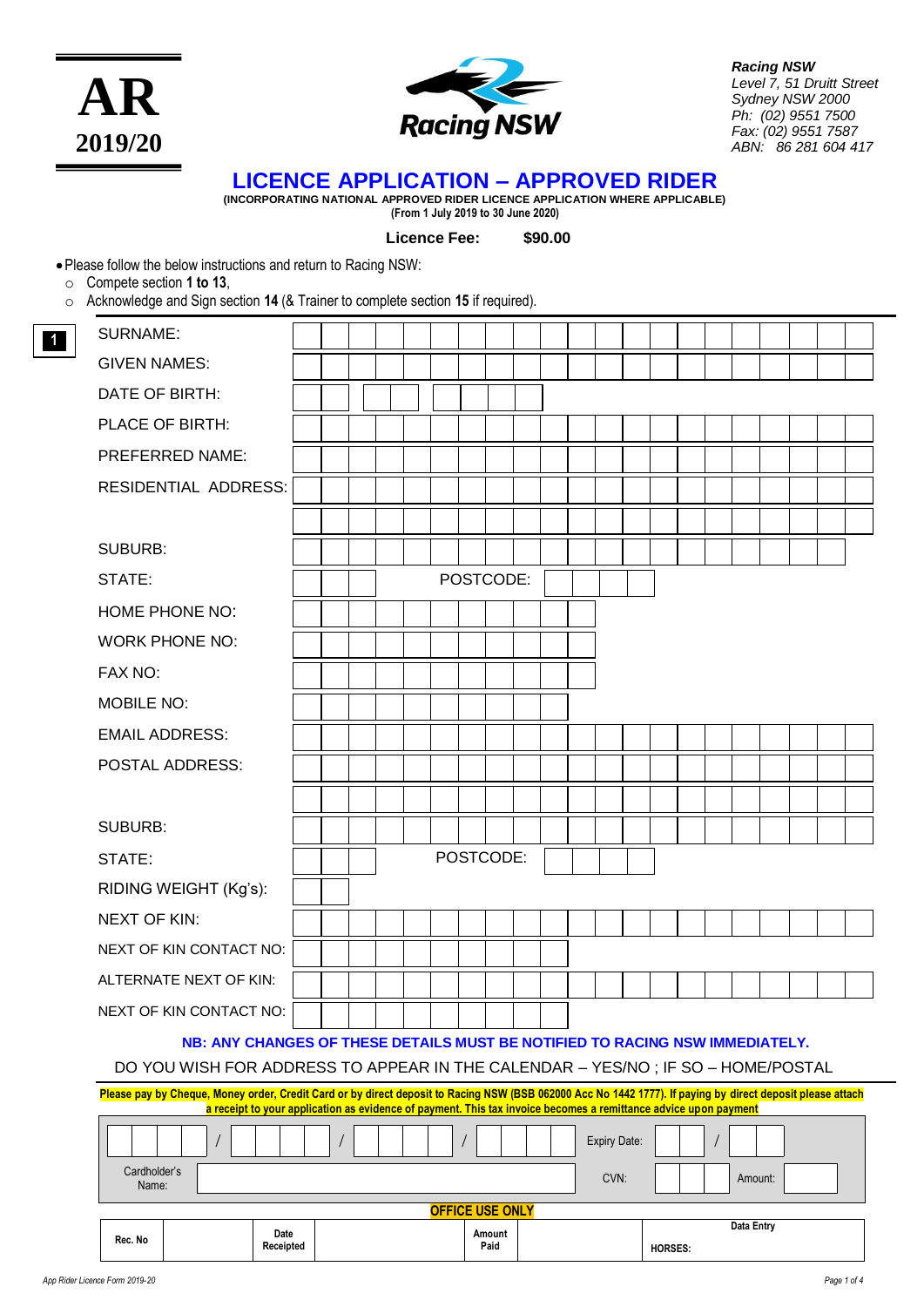**AR**
**2019/20**

**Racing NSW**

*Racing NSW*
*Level 7, 51 Druitt Street*
*Sydney NSW 2000*
*Ph: (02) 9551 7500*
*Fax: (02) 9551 7587*
*ABN: 86 281 604 417*

# LICENCE APPLICATION – APPROVED RIDER

**(INCORPORATING NATIONAL APPROVED RIDER LICENCE APPLICATION WHERE APPLICABLE)**
**(From 1 July 2019 to 30 June 2020)**

**Licence Fee: $90.00**

- Please follow the below instructions and return to Racing NSW:
  - Compete section **1 to 13**,
  - Acknowledge and Sign section **14** (& Trainer to complete section **15** if required).

**1**

| | |
|---|---|
| SURNAME: | |
| GIVEN NAMES: | |
| DATE OF BIRTH: | |
| PLACE OF BIRTH: | |
| PREFERRED NAME: | |
| RESIDENTIAL ADDRESS: | |
| | |
| SUBURB: | |
| STATE: | POSTCODE: |
| HOME PHONE NO: | |
| WORK PHONE NO: | |
| FAX NO: | |
| MOBILE NO: | |
| EMAIL ADDRESS: | |
| POSTAL ADDRESS: | |
| | |
| SUBURB: | |
| STATE: | POSTCODE: |
| RIDING WEIGHT (Kg's): | |
| NEXT OF KIN: | |
| NEXT OF KIN CONTACT NO: | |
| ALTERNATE NEXT OF KIN: | |
| NEXT OF KIN CONTACT NO: | |

**NB: ANY CHANGES OF THESE DETAILS MUST BE NOTIFIED TO RACING NSW IMMEDIATELY.**

DO YOU WISH FOR ADDRESS TO APPEAR IN THE CALENDAR – YES/NO ; IF SO – HOME/POSTAL

**Please pay by Cheque, Money order, Credit Card or by direct deposit to Racing NSW (BSB 062000 Acc No 1442 1777). If paying by direct deposit please attach a receipt to your application as evidence of payment. This tax invoice becomes a remittance advice upon payment**

| | | | |
|---|---|---|---|
| / / / | | Expiry Date: | / |
| Cardholder's Name: | | CVN: | Amount: |

**OFFICE USE ONLY**

| Rec. No | | Date Receipted | | Amount Paid | | Data Entry HORSES: |
|---|---|---|---|---|---|---|

*App Rider Licence Form 2019-20*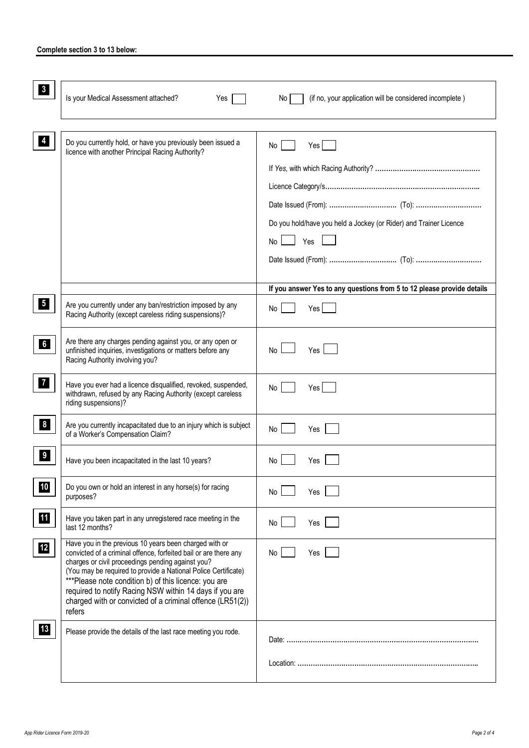**Complete section 3 to 13 below:**

| | | |
|---|---|---|
| **3** | Is your Medical Assessment attached? Yes ☐ | No ☐ (if no, your application will be considered incomplete ) |
| **4** | Do you currently hold, or have you previously been issued a licence with another Principal Racing Authority? | No ☐ Yes ☐<br>If *Yes*, with which Racing Authority? ………………………………………….<br>Licence Category/s……………………………………………………………..<br>Date Issued (From): …………………………. (To): …………………………<br>Do you hold/have you held a Jockey (or Rider) and Trainer Licence<br>No ☐ Yes ☐<br>Date Issued (From): …………………………. (To): ………………………… |
| | | **If you answer Yes to any questions from 5 to 12 please provide details** |
| **5** | Are you currently under any ban/restriction imposed by any Racing Authority (except careless riding suspensions)? | No ☐ Yes ☐ |
| **6** | Are there any charges pending against you, or any open or unfinished inquiries, investigations or matters before any Racing Authority involving you? | No ☐ Yes ☐ |
| **7** | Have you ever had a licence disqualified, revoked, suspended, withdrawn, refused by any Racing Authority (except careless riding suspensions)? | No ☐ Yes ☐ |
| **8** | Are you currently incapacitated due to an injury which is subject of a Worker's Compensation Claim? | No ☐ Yes ☐ |
| **9** | Have you been incapacitated in the last 10 years? | No ☐ Yes ☐ |
| **10** | Do you own or hold an interest in any horse(s) for racing purposes? | No ☐ Yes ☐ |
| **11** | Have you taken part in any unregistered race meeting in the last 12 months? | No ☐ Yes ☐ |
| **12** | Have you in the previous 10 years been charged with or convicted of a criminal offence, forfeited bail or are there any charges or civil proceedings pending against you?<br>(You may be required to provide a National Police Certificate)<br>***Please note condition b) of this licence: you are required to notify Racing NSW within 14 days if you are charged with or convicted of a criminal offence (LR51(2)) refers | No ☐ Yes ☐ |
| **13** | Please provide the details of the last race meeting you rode. | Date: …………………………………………………………………………<br>Location: …………………………………………………………………… |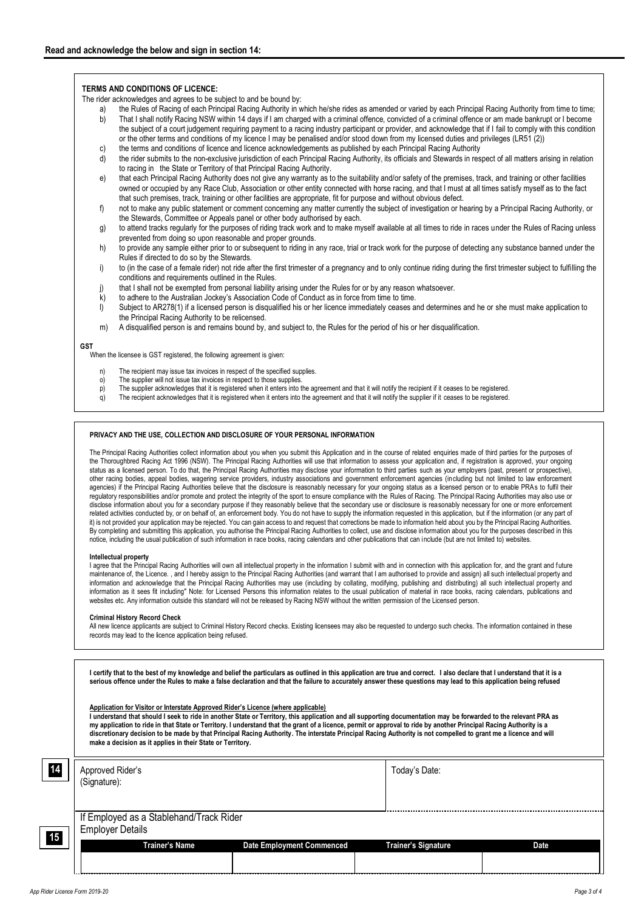**Read and acknowledge the below and sign in section 14:**

**TERMS AND CONDITIONS OF LICENCE:**

The rider acknowledges and agrees to be subject to and be bound by:

a) the Rules of Racing of each Principal Racing Authority in which he/she rides as amended or varied by each Principal Racing Authority from time to time;
b) That I shall notify Racing NSW within 14 days if I am charged with a criminal offence, convicted of a criminal offence or am made bankrupt or I become the subject of a court judgement requiring payment to a racing industry participant or provider, and acknowledge that if I fail to comply with this condition or the other terms and conditions of my licence I may be penalised and/or stood down from my licensed duties and privileges (LR51 (2))
c) the terms and conditions of licence and licence acknowledgements as published by each Principal Racing Authority
d) the rider submits to the non-exclusive jurisdiction of each Principal Racing Authority, its officials and Stewards in respect of all matters arising in relation to racing in the State or Territory of that Principal Racing Authority.
e) that each Principal Racing Authority does not give any warranty as to the suitability and/or safety of the premises, track, and training or other facilities owned or occupied by any Race Club, Association or other entity connected with horse racing, and that I must at all times satisfy myself as to the fact that such premises, track, training or other facilities are appropriate, fit for purpose and without obvious defect.
f) not to make any public statement or comment concerning any matter currently the subject of investigation or hearing by a Principal Racing Authority, or the Stewards, Committee or Appeals panel or other body authorised by each.
g) to attend tracks regularly for the purposes of riding track work and to make myself available at all times to ride in races under the Rules of Racing unless prevented from doing so upon reasonable and proper grounds.
h) to provide any sample either prior to or subsequent to riding in any race, trial or track work for the purpose of detecting any substance banned under the Rules if directed to do so by the Stewards.
i) to (in the case of a female rider) not ride after the first trimester of a pregnancy and to only continue riding during the first trimester subject to fulfilling the conditions and requirements outlined in the Rules.
j) that I shall not be exempted from personal liability arising under the Rules for or by any reason whatsoever.
k) to adhere to the Australian Jockey's Association Code of Conduct as in force from time to time.
l) Subject to AR278(1) if a licensed person is disqualified his or her licence immediately ceases and determines and he or she must make application to the Principal Racing Authority to be relicensed.
m) A disqualified person is and remains bound by, and subject to, the Rules for the period of his or her disqualification.

**GST**

When the licensee is GST registered, the following agreement is given:

n) The recipient may issue tax invoices in respect of the specified supplies.
o) The supplier will not issue tax invoices in respect to those supplies.
p) The supplier acknowledges that it is registered when it enters into the agreement and that it will notify the recipient if it ceases to be registered.
q) The recipient acknowledges that it is registered when it enters into the agreement and that it will notify the supplier if it ceases to be registered.

**PRIVACY AND THE USE, COLLECTION AND DISCLOSURE OF YOUR PERSONAL INFORMATION**

The Principal Racing Authorities collect information about you when you submit this Application and in the course of related enquiries made of third parties for the purposes of the Thoroughbred Racing Act 1996 (NSW). The Principal Racing Authorities will use that information to assess your application and, if registration is approved, your ongoing status as a licensed person. To do that, the Principal Racing Authorities may disclose your information to third parties such as your employers (past, present or prospective), other racing bodies, appeal bodies, wagering service providers, industry associations and government enforcement agencies (including but not limited to law enforcement agencies) if the Principal Racing Authorities believe that the disclosure is reasonably necessary for your ongoing status as a licensed person or to enable PRAs to fulfil their regulatory responsibilities and/or promote and protect the integrity of the sport to ensure compliance with the Rules of Racing. The Principal Racing Authorities may also use or disclose information about you for a secondary purpose if they reasonably believe that the secondary use or disclosure is reasonably necessary for one or more enforcement related activities conducted by, or on behalf of, an enforcement body. You do not have to supply the information requested in this application, but if the information (or any part of it) is not provided your application may be rejected. You can gain access to and request that corrections be made to information held about you by the Principal Racing Authorities. By completing and submitting this application, you authorise the Principal Racing Authorities to collect, use and disclose information about you for the purposes described in this notice, including the usual publication of such information in race books, racing calendars and other publications that can include (but are not limited to) websites.

**Intellectual property**

I agree that the Principal Racing Authorities will own all intellectual property in the information I submit with and in connection with this application for, and the grant and future maintenance of, the Licence. , and I hereby assign to the Principal Racing Authorities (and warrant that I am authorised to provide and assign) all such intellectual property and information and acknowledge that the Principal Racing Authorities may use (including by collating, modifying, publishing and distributing) all such intellectual property and information as it sees fit including" Note: for Licensed Persons this information relates to the usual publication of material in race books, racing calendars, publications and websites etc. Any information outside this standard will not be released by Racing NSW without the written permission of the Licensed person.

**Criminal History Record Check**

All new licence applicants are subject to Criminal History Record checks. Existing licensees may also be requested to undergo such checks. The information contained in these records may lead to the licence application being refused.

**I certify that to the best of my knowledge and belief the particulars as outlined in this application are true and correct. I also declare that I understand that it is a serious offence under the Rules to make a false declaration and that the failure to accurately answer these questions may lead to this application being refused**

**Application for Visitor or Interstate Approved Rider's Licence (where applicable)**

**I understand that should I seek to ride in another State or Territory, this application and all supporting documentation may be forwarded to the relevant PRA as my application to ride in that State or Territory. I understand that the grant of a licence, permit or approval to ride by another Principal Racing Authority is a discretionary decision to be made by that Principal Racing Authority. The interstate Principal Racing Authority is not compelled to grant me a licence and will make a decision as it applies in their State or Territory.**

**14**

| Approved Rider's (Signature): | Today's Date: |
|---|---|
| | |

**15**

If Employed as a Stablehand/Track Rider

Employer Details

| Trainer's Name | Date Employment Commenced | Trainer's Signature | Date |
|---|---|---|---|
| | | | |